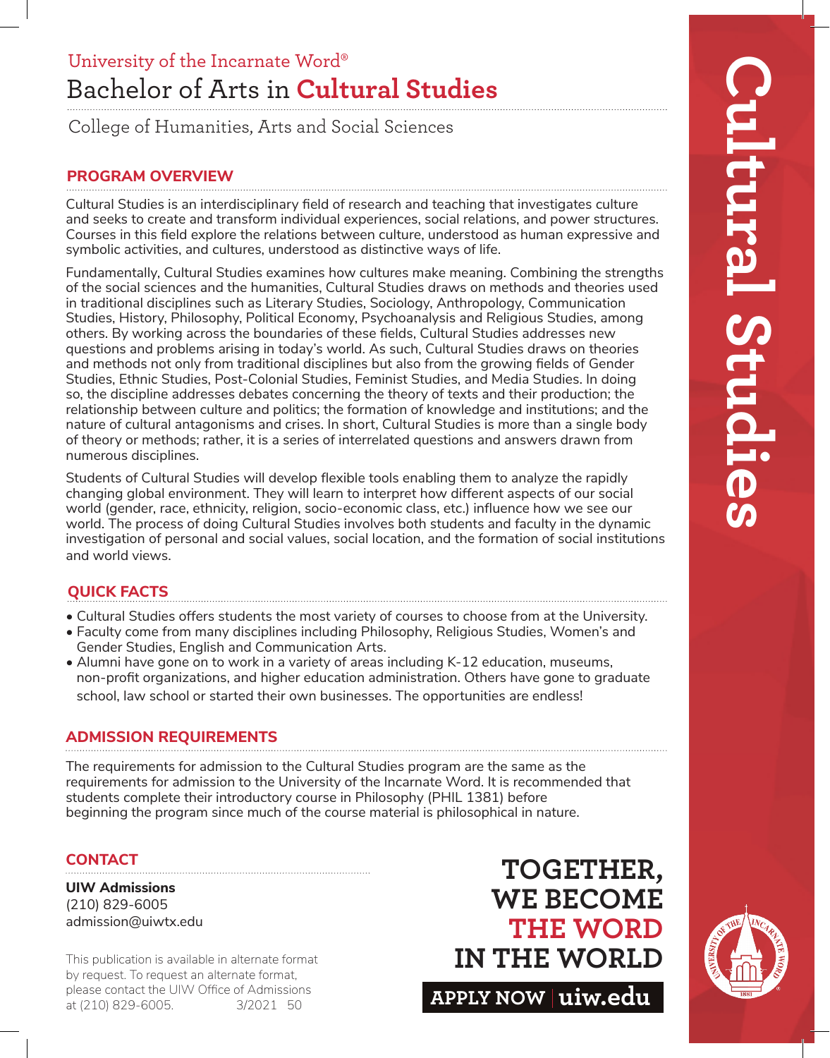University of the Incarnate Word®

# Bachelor of Arts in **Cultural Studies**

College of Humanities, Arts and Social Sciences

## PROGRAM OVERVIEW

Cultural Studies is an interdisciplinary field of research and teaching that investigates culture and seeks to create and transform individual experiences, social relations, and power structures. Courses in this field explore the relations between culture, understood as human expressive and symbolic activities, and cultures, understood as distinctive ways of life.

Fundamentally, Cultural Studies examines how cultures make meaning. Combining the strengths of the social sciences and the humanities, Cultural Studies draws on methods and theories used in traditional disciplines such as Literary Studies, Sociology, Anthropology, Communication Studies, History, Philosophy, Political Economy, Psychoanalysis and Religious Studies, among others. By working across the boundaries of these fields, Cultural Studies addresses new questions and problems arising in today's world. As such, Cultural Studies draws on theories and methods not only from traditional disciplines but also from the growing fields of Gender Studies, Ethnic Studies, Post-Colonial Studies, Feminist Studies, and Media Studies. In doing so, the discipline addresses debates concerning the theory of texts and their production; the relationship between culture and politics; the formation of knowledge and institutions; and the nature of cultural antagonisms and crises. In short, Cultural Studies is more than a single body of theory or methods; rather, it is a series of interrelated questions and answers drawn from numerous disciplines.

Students of Cultural Studies will develop flexible tools enabling them to analyze the rapidly changing global environment. They will learn to interpret how different aspects of our social world (gender, race, ethnicity, religion, socio-economic class, etc.) influence how we see our world. The process of doing Cultural Studies involves both students and faculty in the dynamic investigation of personal and social values, social location, and the formation of social institutions and world views.

## QUICK FACTS

- Cultural Studies offers students the most variety of courses to choose from at the University.
- Faculty come from many disciplines including Philosophy, Religious Studies, Women's and Gender Studies, English and Communication Arts.
- Alumni have gone on to work in a variety of areas including K-12 education, museums, non-profit organizations, and higher education administration. Others have gone to graduate school, law school or started their own businesses. The opportunities are endless!

## ADMISSION REQUIREMENTS

The requirements for admission to the Cultural Studies program are the same as the requirements for admission to the University of the Incarnate Word. It is recommended that students complete their introductory course in Philosophy (PHIL 1381) before beginning the program since much of the course material is philosophical in nature.

## CONTACT

**UIW Admissions**
(210) 829-6005
admission@uiwtx.edu

This publication is available in alternate format by request. To request an alternate format, please contact the UIW Office of Admissions at (210) 829-6005. 3/2021 50

**TOGETHER, WE BECOME THE WORD IN THE WORLD**

**APPLY NOW | uiw.edu**

**Cultural Studies**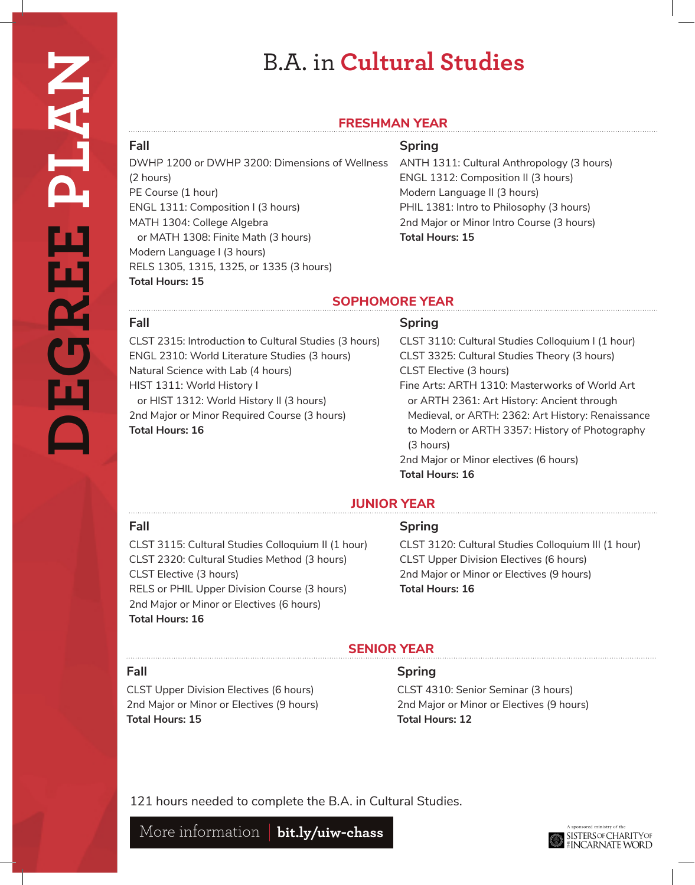DEGREE PLAN

# B.A. in Cultural Studies

## FRESHMAN YEAR

### Fall

DWHP 1200 or DWHP 3200: Dimensions of Wellness (2 hours)
PE Course (1 hour)
ENGL 1311: Composition I (3 hours)
MATH 1304: College Algebra
or MATH 1308: Finite Math (3 hours)
Modern Language I (3 hours)
RELS 1305, 1315, 1325, or 1335 (3 hours)
**Total Hours: 15**

### Spring

ANTH 1311: Cultural Anthropology (3 hours)
ENGL 1312: Composition II (3 hours)
Modern Language II (3 hours)
PHIL 1381: Intro to Philosophy (3 hours)
2nd Major or Minor Intro Course (3 hours)
**Total Hours: 15**

## SOPHOMORE YEAR

### Fall

CLST 2315: Introduction to Cultural Studies (3 hours)
ENGL 2310: World Literature Studies (3 hours)
Natural Science with Lab (4 hours)
HIST 1311: World History I
or HIST 1312: World History II (3 hours)
2nd Major or Minor Required Course (3 hours)
**Total Hours: 16**

### Spring

CLST 3110: Cultural Studies Colloquium I (1 hour)
CLST 3325: Cultural Studies Theory (3 hours)
CLST Elective (3 hours)
Fine Arts: ARTH 1310: Masterworks of World Art
or ARTH 2361: Art History: Ancient through Medieval, or ARTH: 2362: Art History: Renaissance to Modern or ARTH 3357: History of Photography (3 hours)
2nd Major or Minor electives (6 hours)
**Total Hours: 16**

## JUNIOR YEAR

### Fall

CLST 3115: Cultural Studies Colloquium II (1 hour)
CLST 2320: Cultural Studies Method (3 hours)
CLST Elective (3 hours)
RELS or PHIL Upper Division Course (3 hours)
2nd Major or Minor or Electives (6 hours)
**Total Hours: 16**

### Spring

CLST 3120: Cultural Studies Colloquium III (1 hour)
CLST Upper Division Electives (6 hours)
2nd Major or Minor or Electives (9 hours)
**Total Hours: 16**

## SENIOR YEAR

### Fall

CLST Upper Division Electives (6 hours)
2nd Major or Minor or Electives (9 hours)
**Total Hours: 15**

### Spring

CLST 4310: Senior Seminar (3 hours)
2nd Major or Minor or Electives (9 hours)
**Total Hours: 12**

121 hours needed to complete the B.A. in Cultural Studies.

More information | **bit.ly/uiw-chass**

A sponsored ministry of the SISTERS OF CHARITY OF THE INCARNATE WORD